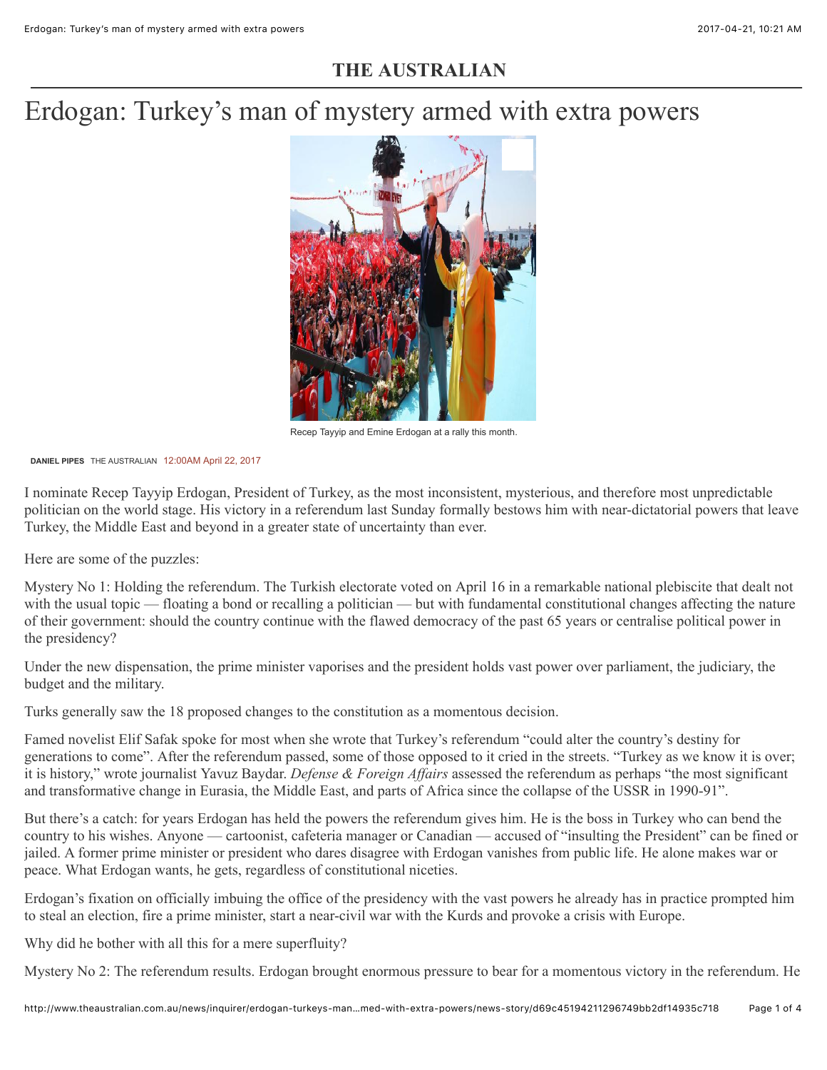# THE AUSTRALIAN

# Erdogan: Turkey's man of mystery armed with extra powers

Recep Tayyip and Emine Erdogan at a rally this month.

**DANIEL PIPES** THE AUSTRALIAN 12:00AM April 22, 2017

I nominate Recep Tayyip Erdogan, President of Turkey, as the most inconsistent, mysterious, and therefore most unpredictable politician on the world stage. His victory in a referendum last Sunday formally bestows him with near-dictatorial powers that leave Turkey, the Middle East and beyond in a greater state of uncertainty than ever.

Here are some of the puzzles:

Mystery No 1: Holding the referendum. The Turkish electorate voted on April 16 in a remarkable national plebiscite that dealt not with the usual topic — floating a bond or recalling a politician — but with fundamental constitutional changes affecting the nature of their government: should the country continue with the flawed democracy of the past 65 years or centralise political power in the presidency?

Under the new dispensation, the prime minister vaporises and the president holds vast power over parliament, the judiciary, the budget and the military.

Turks generally saw the 18 proposed changes to the constitution as a momentous decision.

Famed novelist Elif Safak spoke for most when she wrote that Turkey's referendum "could alter the country's destiny for generations to come". After the referendum passed, some of those opposed to it cried in the streets. "Turkey as we know it is over; it is history," wrote journalist Yavuz Baydar. *Defense & Foreign Affairs* assessed the referendum as perhaps "the most significant and transformative change in Eurasia, the Middle East, and parts of Africa since the collapse of the USSR in 1990-91".

But there's a catch: for years Erdogan has held the powers the referendum gives him. He is the boss in Turkey who can bend the country to his wishes. Anyone — cartoonist, cafeteria manager or Canadian — accused of "insulting the President" can be fined or jailed. A former prime minister or president who dares disagree with Erdogan vanishes from public life. He alone makes war or peace. What Erdogan wants, he gets, regardless of constitutional niceties.

Erdogan's fixation on officially imbuing the office of the presidency with the vast powers he already has in practice prompted him to steal an election, fire a prime minister, start a near-civil war with the Kurds and provoke a crisis with Europe.

Why did he bother with all this for a mere superfluity?

Mystery No 2: The referendum results. Erdogan brought enormous pressure to bear for a momentous victory in the referendum. He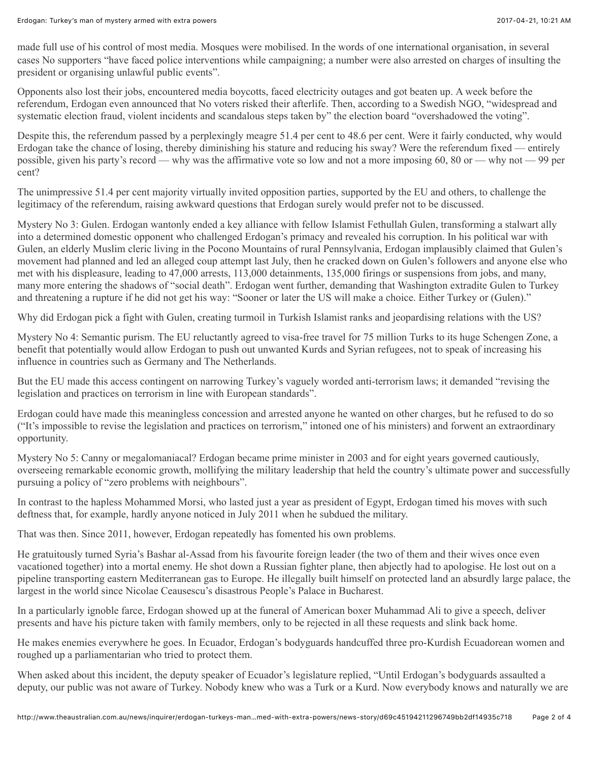made full use of his control of most media. Mosques were mobilised. In the words of one international organisation, in several cases No supporters "have faced police interventions while campaigning; a number were also arrested on charges of insulting the president or organising unlawful public events".

Opponents also lost their jobs, encountered media boycotts, faced electricity outages and got beaten up. A week before the referendum, Erdogan even announced that No voters risked their afterlife. Then, according to a Swedish NGO, "widespread and systematic election fraud, violent incidents and scandalous steps taken by" the election board "overshadowed the voting".

Despite this, the referendum passed by a perplexingly meagre 51.4 per cent to 48.6 per cent. Were it fairly conducted, why would Erdogan take the chance of losing, thereby diminishing his stature and reducing his sway? Were the referendum fixed — entirely possible, given his party's record — why was the affirmative vote so low and not a more imposing 60, 80 or — why not — 99 per cent?

The unimpressive 51.4 per cent majority virtually invited opposition parties, supported by the EU and others, to challenge the legitimacy of the referendum, raising awkward questions that Erdogan surely would prefer not to be discussed.

Mystery No 3: Gulen. Erdogan wantonly ended a key alliance with fellow Islamist Fethullah Gulen, transforming a stalwart ally into a determined domestic opponent who challenged Erdogan's primacy and revealed his corruption. In his political war with Gulen, an elderly Muslim cleric living in the Pocono Mountains of rural Pennsylvania, Erdogan implausibly claimed that Gulen's movement had planned and led an alleged coup attempt last July, then he cracked down on Gulen's followers and anyone else who met with his displeasure, leading to 47,000 arrests, 113,000 detainments, 135,000 firings or suspensions from jobs, and many, many more entering the shadows of "social death". Erdogan went further, demanding that Washington extradite Gulen to Turkey and threatening a rupture if he did not get his way: "Sooner or later the US will make a choice. Either Turkey or (Gulen)."

Why did Erdogan pick a fight with Gulen, creating turmoil in Turkish Islamist ranks and jeopardising relations with the US?

Mystery No 4: Semantic purism. The EU reluctantly agreed to visa-free travel for 75 million Turks to its huge Schengen Zone, a benefit that potentially would allow Erdogan to push out unwanted Kurds and Syrian refugees, not to speak of increasing his influence in countries such as Germany and The Netherlands.

But the EU made this access contingent on narrowing Turkey's vaguely worded anti-terrorism laws; it demanded "revising the legislation and practices on terrorism in line with European standards".

Erdogan could have made this meaningless concession and arrested anyone he wanted on other charges, but he refused to do so ("It's impossible to revise the legislation and practices on terrorism," intoned one of his ministers) and forwent an extraordinary opportunity.

Mystery No 5: Canny or megalomaniacal? Erdogan became prime minister in 2003 and for eight years governed cautiously, overseeing remarkable economic growth, mollifying the military leadership that held the country's ultimate power and successfully pursuing a policy of "zero problems with neighbours".

In contrast to the hapless Mohammed Morsi, who lasted just a year as president of Egypt, Erdogan timed his moves with such deftness that, for example, hardly anyone noticed in July 2011 when he subdued the military.

That was then. Since 2011, however, Erdogan repeatedly has fomented his own problems.

He gratuitously turned Syria's Bashar al-Assad from his favourite foreign leader (the two of them and their wives once even vacationed together) into a mortal enemy. He shot down a Russian fighter plane, then abjectly had to apologise. He lost out on a pipeline transporting eastern Mediterranean gas to Europe. He illegally built himself on protected land an absurdly large palace, the largest in the world since Nicolae Ceausescu's disastrous People's Palace in Bucharest.

In a particularly ignoble farce, Erdogan showed up at the funeral of American boxer Muhammad Ali to give a speech, deliver presents and have his picture taken with family members, only to be rejected in all these requests and slink back home.

He makes enemies everywhere he goes. In Ecuador, Erdogan's bodyguards handcuffed three pro-Kurdish Ecuadorean women and roughed up a parliamentarian who tried to protect them.

When asked about this incident, the deputy speaker of Ecuador's legislature replied, "Until Erdogan's bodyguards assaulted a deputy, our public was not aware of Turkey. Nobody knew who was a Turk or a Kurd. Now everybody knows and naturally we are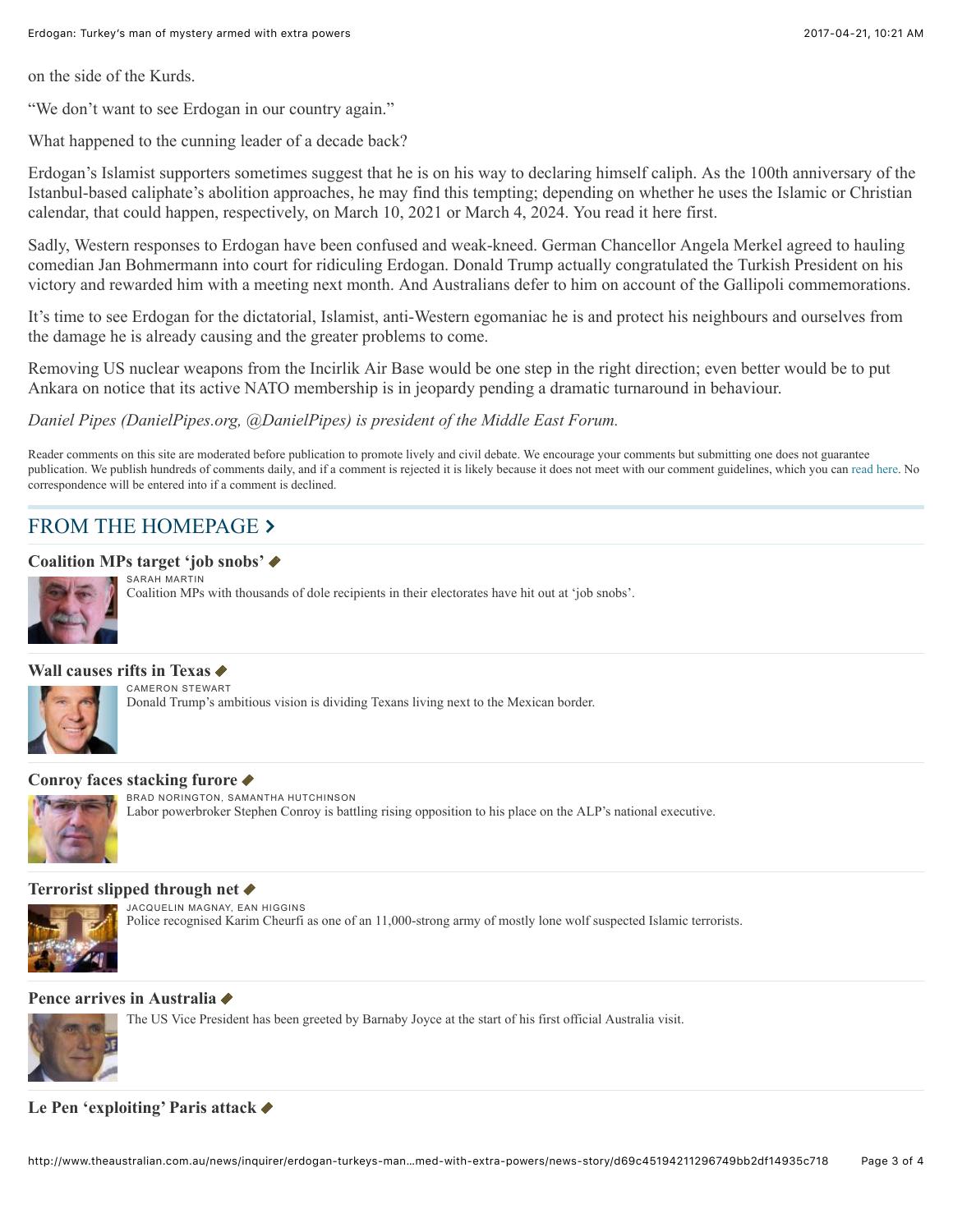on the side of the Kurds.

"We don't want to see Erdogan in our country again."

What happened to the cunning leader of a decade back?

Erdogan's Islamist supporters sometimes suggest that he is on his way to declaring himself caliph. As the 100th anniversary of the Istanbul-based caliphate's abolition approaches, he may find this tempting; depending on whether he uses the Islamic or Christian calendar, that could happen, respectively, on March 10, 2021 or March 4, 2024. You read it here first.

Sadly, Western responses to Erdogan have been confused and weak-kneed. German Chancellor Angela Merkel agreed to hauling comedian Jan Bohmermann into court for ridiculing Erdogan. Donald Trump actually congratulated the Turkish President on his victory and rewarded him with a meeting next month. And Australians defer to him on account of the Gallipoli commemorations.

It's time to see Erdogan for the dictatorial, Islamist, anti-Western egomaniac he is and protect his neighbours and ourselves from the damage he is already causing and the greater problems to come.

Removing US nuclear weapons from the Incirlik Air Base would be one step in the right direction; even better would be to put Ankara on notice that its active NATO membership is in jeopardy pending a dramatic turnaround in behaviour.

*Daniel Pipes (DanielPipes.org, @DanielPipes) is president of the Middle East Forum.*

Reader comments on this site are moderated before publication to promote lively and civil debate. We encourage your comments but submitting one does not guarantee publication. We publish hundreds of comments daily, and if a comment is rejected it is likely because it does not meet with our comment guidelines, which you can read here. No correspondence will be entered into if a comment is declined.

## FROM THE HOMEPAGE

### Coalition MPs target 'job snobs'

SARAH MARTIN

Coalition MPs with thousands of dole recipients in their electorates have hit out at 'job snobs'.

### Wall causes rifts in Texas

CAMERON STEWART

Donald Trump's ambitious vision is dividing Texans living next to the Mexican border.

### Conroy faces stacking furore

BRAD NORINGTON, SAMANTHA HUTCHINSON

Labor powerbroker Stephen Conroy is battling rising opposition to his place on the ALP's national executive.

### Terrorist slipped through net

JACQUELIN MAGNAY, EAN HIGGINS

Police recognised Karim Cheurfi as one of an 11,000-strong army of mostly lone wolf suspected Islamic terrorists.

### Pence arrives in Australia

The US Vice President has been greeted by Barnaby Joyce at the start of his first official Australia visit.

### Le Pen 'exploiting' Paris attack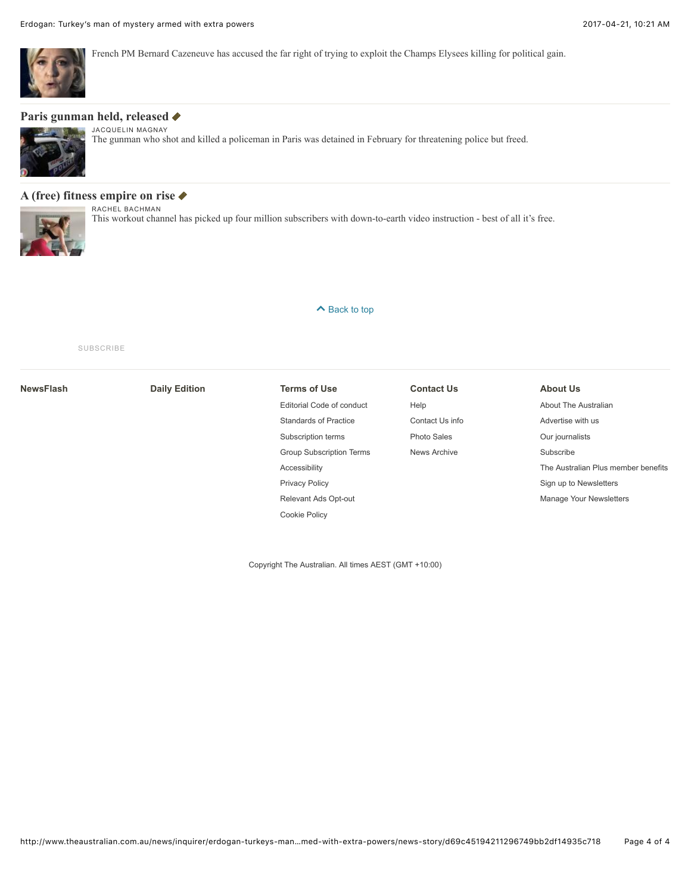French PM Bernard Cazeneuve has accused the far right of trying to exploit the Champs Elysees killing for political gain.

## Paris gunman held, released

JACQUELIN MAGNAY

The gunman who shot and killed a policeman in Paris was detained in February for threatening police but freed.

## A (free) fitness empire on rise

RACHEL BACHMAN

This workout channel has picked up four million subscribers with down-to-earth video instruction - best of all it's free.

Back to top

SUBSCRIBE

**NewsFlash**

**Daily Edition**

**Terms of Use**

- Editorial Code of conduct
- Standards of Practice
- Subscription terms
- Group Subscription Terms
- Accessibility
- Privacy Policy
- Relevant Ads Opt-out
- Cookie Policy

**Contact Us**

- Help
- Contact Us info
- Photo Sales
- News Archive

**About Us**

- About The Australian
- Advertise with us
- Our journalists
- Subscribe
- The Australian Plus member benefits
- Sign up to Newsletters
- Manage Your Newsletters

Copyright The Australian. All times AEST (GMT +10:00)